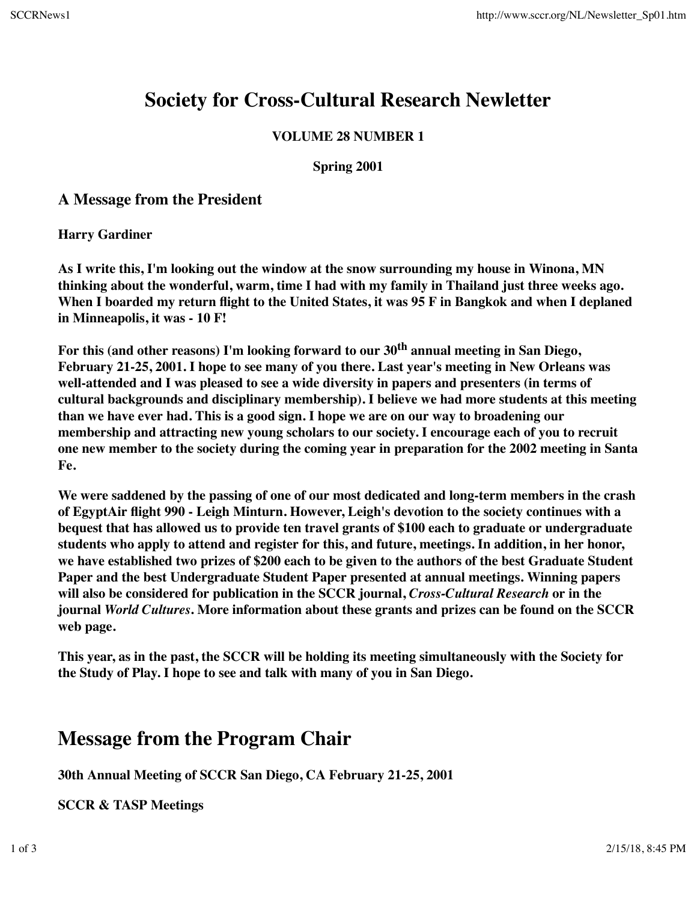# Society for Cross-Cultural Research Newletter

**VOLUME 28 NUMBER 1**

**Spring 2001**

## A Message from the President

**Harry Gardiner**

**As I write this, I'm looking out the window at the snow surrounding my house in Winona, MN thinking about the wonderful, warm, time I had with my family in Thailand just three weeks ago. When I boarded my return flight to the United States, it was 95 F in Bangkok and when I deplaned in Minneapolis, it was - 10 F!**

**For this (and other reasons) I'm looking forward to our 30th annual meeting in San Diego, February 21-25, 2001. I hope to see many of you there. Last year's meeting in New Orleans was well-attended and I was pleased to see a wide diversity in papers and presenters (in terms of cultural backgrounds and disciplinary membership). I believe we had more students at this meeting than we have ever had. This is a good sign. I hope we are on our way to broadening our membership and attracting new young scholars to our society. I encourage each of you to recruit one new member to the society during the coming year in preparation for the 2002 meeting in Santa Fe.**

**We were saddened by the passing of one of our most dedicated and long-term members in the crash of EgyptAir flight 990 - Leigh Minturn. However, Leigh's devotion to the society continues with a bequest that has allowed us to provide ten travel grants of $100 each to graduate or undergraduate students who apply to attend and register for this, and future, meetings. In addition, in her honor, we have established two prizes of $200 each to be given to the authors of the best Graduate Student Paper and the best Undergraduate Student Paper presented at annual meetings. Winning papers will also be considered for publication in the SCCR journal, *Cross-Cultural Research* or in the journal *World Cultures*. More information about these grants and prizes can be found on the SCCR web page.**

**This year, as in the past, the SCCR will be holding its meeting simultaneously with the Society for the Study of Play. I hope to see and talk with many of you in San Diego.**

# Message from the Program Chair

**30th Annual Meeting of SCCR San Diego, CA February 21-25, 2001**

**SCCR & TASP Meetings**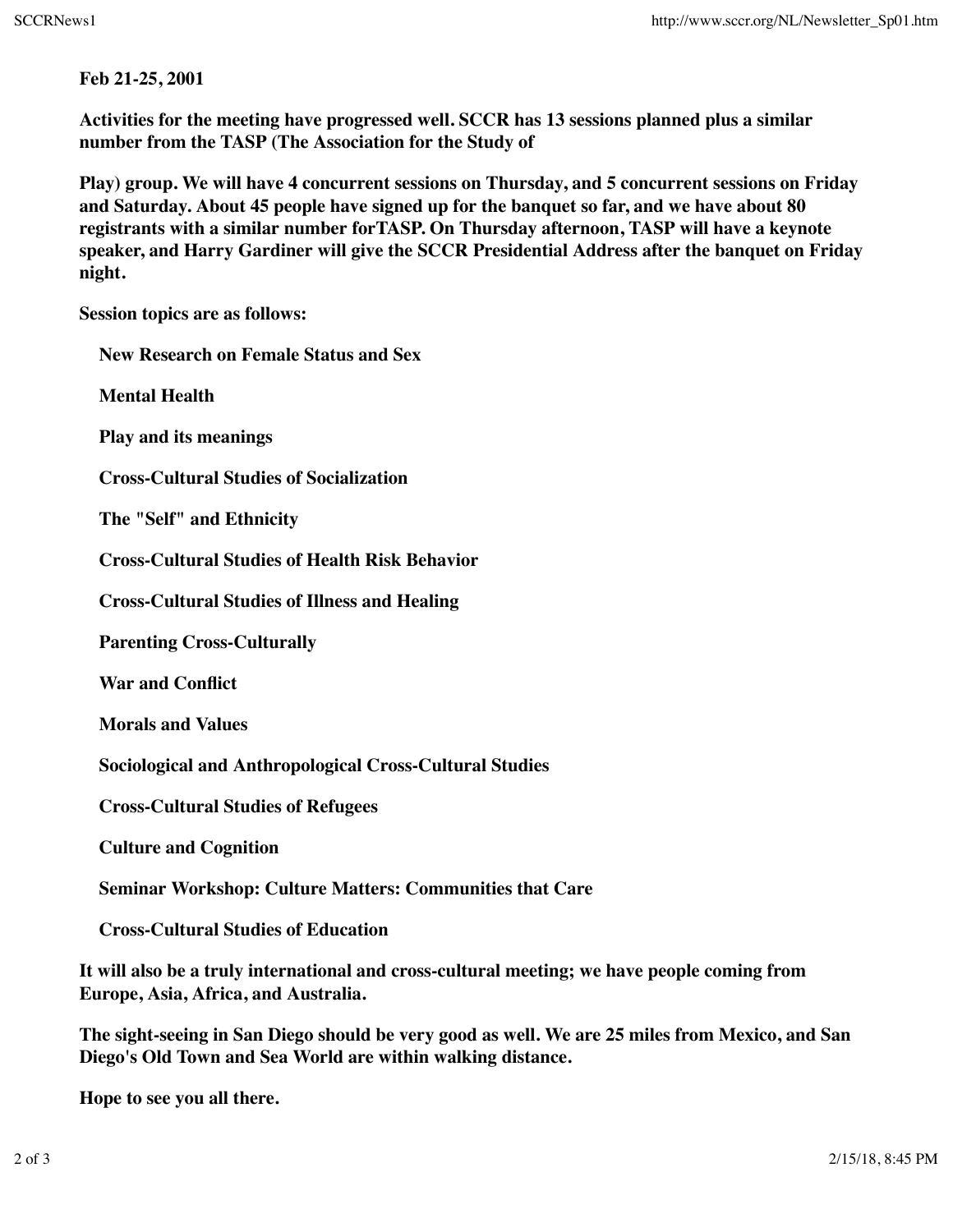**Feb 21-25, 2001**

**Activities for the meeting have progressed well. SCCR has 13 sessions planned plus a similar number from the TASP (The Association for the Study of**

**Play) group. We will have 4 concurrent sessions on Thursday, and 5 concurrent sessions on Friday and Saturday. About 45 people have signed up for the banquet so far, and we have about 80 registrants with a similar number forTASP. On Thursday afternoon, TASP will have a keynote speaker, and Harry Gardiner will give the SCCR Presidential Address after the banquet on Friday night.**

**Session topics are as follows:**

**New Research on Female Status and Sex**

**Mental Health**

**Play and its meanings**

**Cross-Cultural Studies of Socialization**

**The "Self" and Ethnicity**

**Cross-Cultural Studies of Health Risk Behavior**

**Cross-Cultural Studies of Illness and Healing**

**Parenting Cross-Culturally**

**War and Conflict**

**Morals and Values**

**Sociological and Anthropological Cross-Cultural Studies**

**Cross-Cultural Studies of Refugees**

**Culture and Cognition**

**Seminar Workshop: Culture Matters: Communities that Care**

**Cross-Cultural Studies of Education**

**It will also be a truly international and cross-cultural meeting; we have people coming from Europe, Asia, Africa, and Australia.**

**The sight-seeing in San Diego should be very good as well. We are 25 miles from Mexico, and San Diego's Old Town and Sea World are within walking distance.**

**Hope to see you all there.**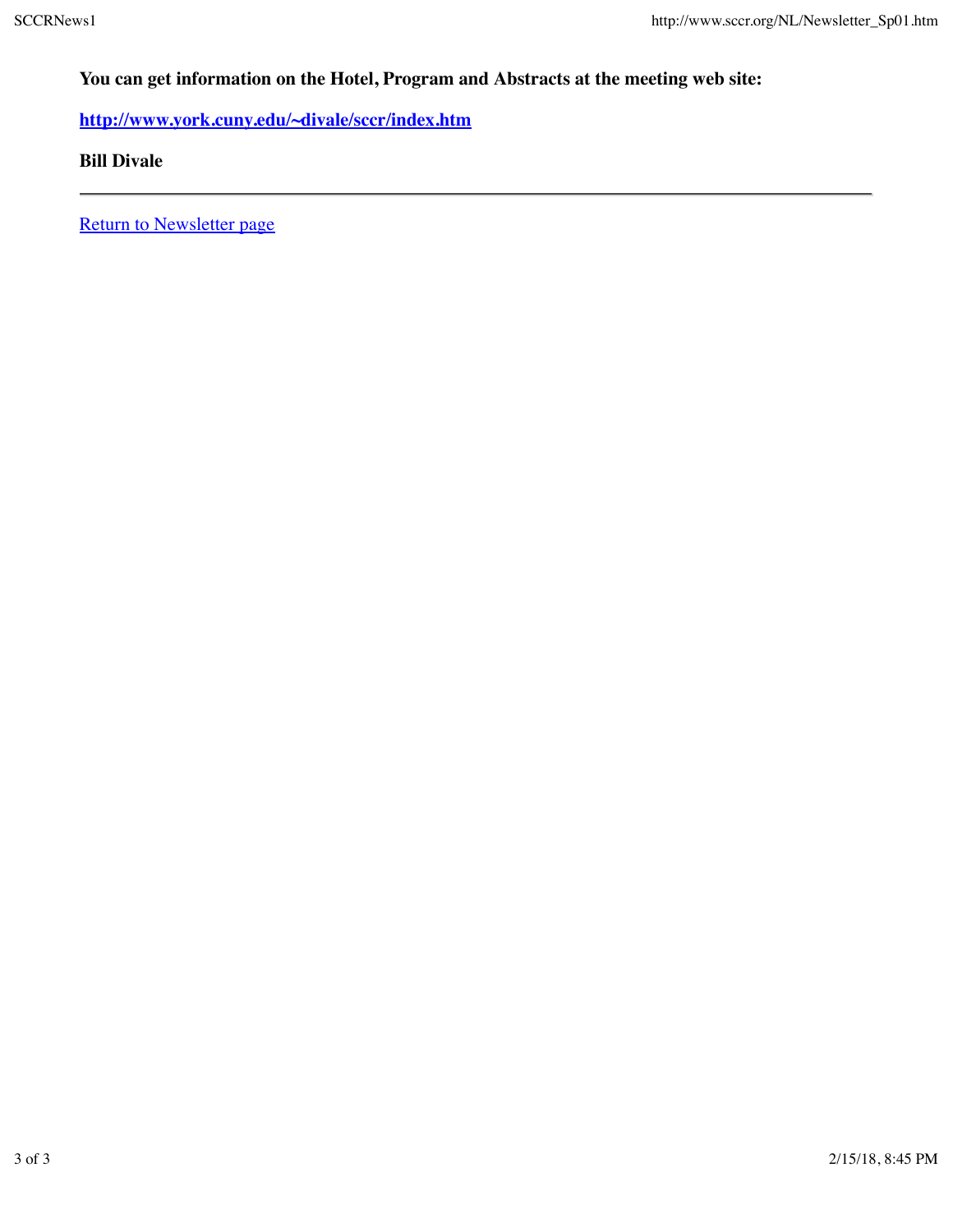**You can get information on the Hotel, Program and Abstracts at the meeting web site:**

**http://www.york.cuny.edu/~divale/sccr/index.htm**

**Bill Divale**

---

Return to Newsletter page